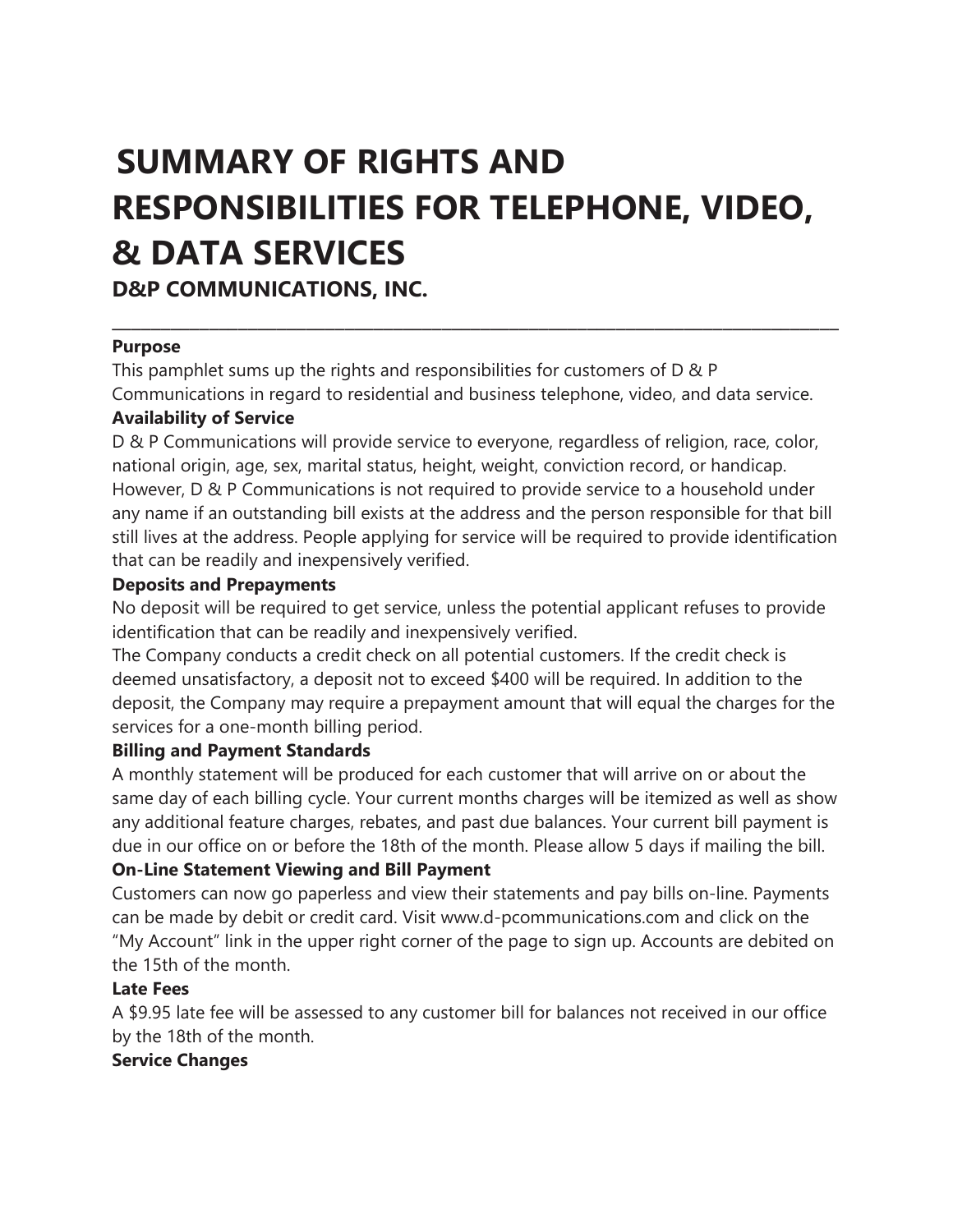# SUMMARY OF RIGHTS AND RESPONSIBILITIES FOR TELEPHONE, VIDEO, & DATA SERVICES

## D&P COMMUNICATIONS, INC.

---

**Purpose**

This pamphlet sums up the rights and responsibilities for customers of D & P Communications in regard to residential and business telephone, video, and data service.

**Availability of Service**

D & P Communications will provide service to everyone, regardless of religion, race, color, national origin, age, sex, marital status, height, weight, conviction record, or handicap. However, D & P Communications is not required to provide service to a household under any name if an outstanding bill exists at the address and the person responsible for that bill still lives at the address. People applying for service will be required to provide identification that can be readily and inexpensively verified.

**Deposits and Prepayments**

No deposit will be required to get service, unless the potential applicant refuses to provide identification that can be readily and inexpensively verified.

The Company conducts a credit check on all potential customers. If the credit check is deemed unsatisfactory, a deposit not to exceed $400 will be required. In addition to the deposit, the Company may require a prepayment amount that will equal the charges for the services for a one-month billing period.

**Billing and Payment Standards**

A monthly statement will be produced for each customer that will arrive on or about the same day of each billing cycle. Your current months charges will be itemized as well as show any additional feature charges, rebates, and past due balances. Your current bill payment is due in our office on or before the 18th of the month. Please allow 5 days if mailing the bill.

**On-Line Statement Viewing and Bill Payment**

Customers can now go paperless and view their statements and pay bills on-line. Payments can be made by debit or credit card. Visit www.d-pcommunications.com and click on the "My Account" link in the upper right corner of the page to sign up. Accounts are debited on the 15th of the month.

**Late Fees**

A $9.95 late fee will be assessed to any customer bill for balances not received in our office by the 18th of the month.

**Service Changes**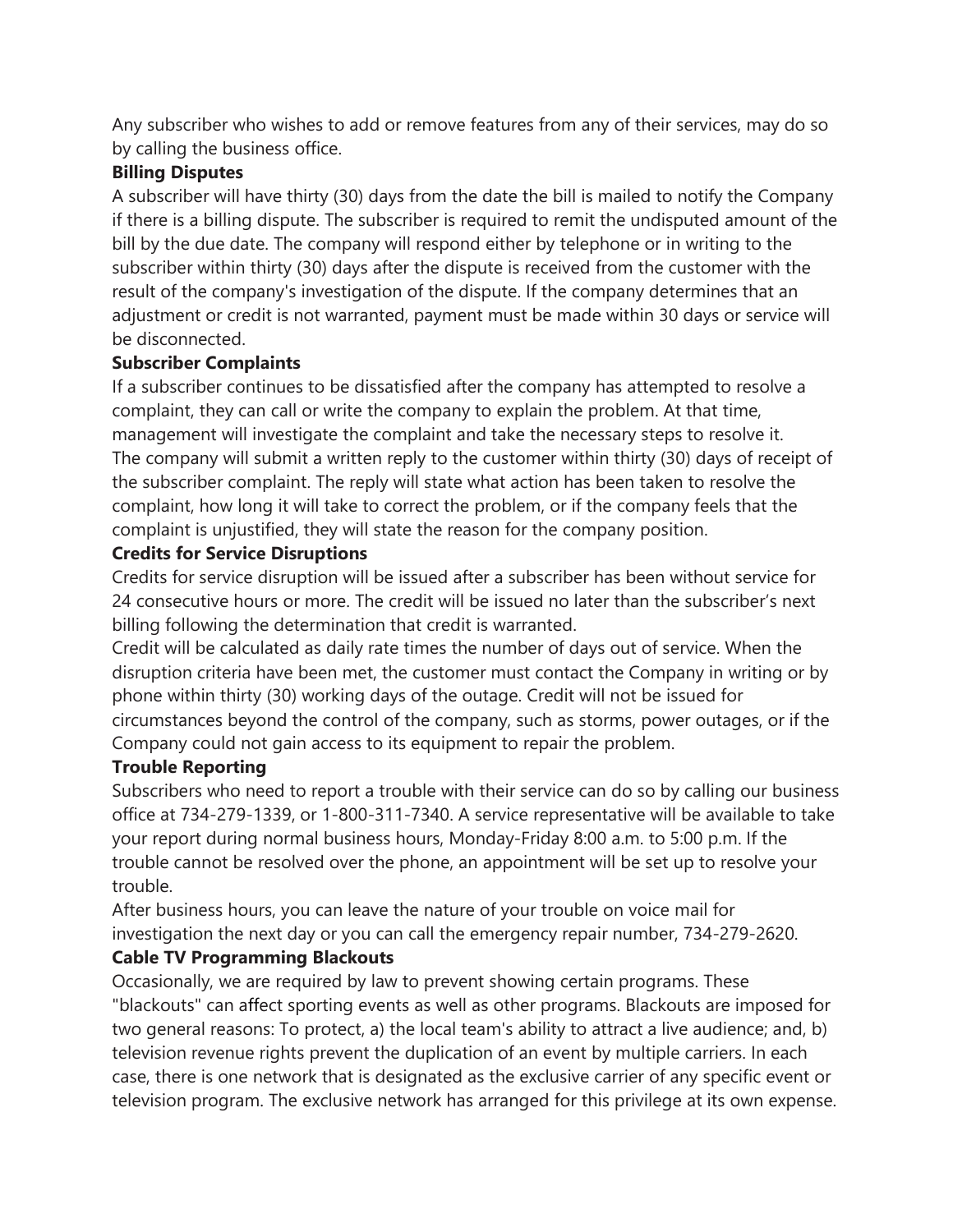Any subscriber who wishes to add or remove features from any of their services, may do so by calling the business office.

**Billing Disputes**

A subscriber will have thirty (30) days from the date the bill is mailed to notify the Company if there is a billing dispute. The subscriber is required to remit the undisputed amount of the bill by the due date. The company will respond either by telephone or in writing to the subscriber within thirty (30) days after the dispute is received from the customer with the result of the company's investigation of the dispute. If the company determines that an adjustment or credit is not warranted, payment must be made within 30 days or service will be disconnected.

**Subscriber Complaints**

If a subscriber continues to be dissatisfied after the company has attempted to resolve a complaint, they can call or write the company to explain the problem. At that time, management will investigate the complaint and take the necessary steps to resolve it.
The company will submit a written reply to the customer within thirty (30) days of receipt of the subscriber complaint. The reply will state what action has been taken to resolve the complaint, how long it will take to correct the problem, or if the company feels that the complaint is unjustified, they will state the reason for the company position.

**Credits for Service Disruptions**

Credits for service disruption will be issued after a subscriber has been without service for 24 consecutive hours or more. The credit will be issued no later than the subscriber's next billing following the determination that credit is warranted.
Credit will be calculated as daily rate times the number of days out of service. When the disruption criteria have been met, the customer must contact the Company in writing or by phone within thirty (30) working days of the outage. Credit will not be issued for circumstances beyond the control of the company, such as storms, power outages, or if the Company could not gain access to its equipment to repair the problem.

**Trouble Reporting**

Subscribers who need to report a trouble with their service can do so by calling our business office at 734-279-1339, or 1-800-311-7340. A service representative will be available to take your report during normal business hours, Monday-Friday 8:00 a.m. to 5:00 p.m. If the trouble cannot be resolved over the phone, an appointment will be set up to resolve your trouble.
After business hours, you can leave the nature of your trouble on voice mail for investigation the next day or you can call the emergency repair number, 734-279-2620.

**Cable TV Programming Blackouts**

Occasionally, we are required by law to prevent showing certain programs. These "blackouts" can affect sporting events as well as other programs. Blackouts are imposed for two general reasons: To protect, a) the local team's ability to attract a live audience; and, b) television revenue rights prevent the duplication of an event by multiple carriers. In each case, there is one network that is designated as the exclusive carrier of any specific event or television program. The exclusive network has arranged for this privilege at its own expense.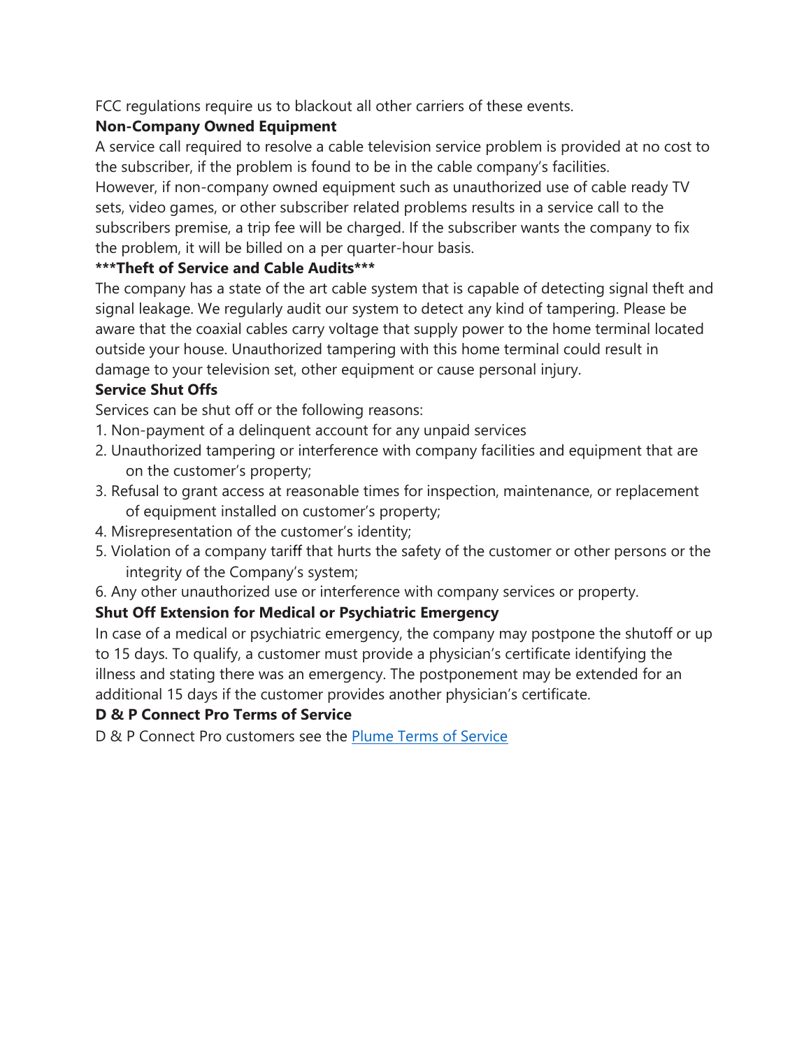FCC regulations require us to blackout all other carriers of these events.

**Non-Company Owned Equipment**

A service call required to resolve a cable television service problem is provided at no cost to the subscriber, if the problem is found to be in the cable company's facilities.
However, if non-company owned equipment such as unauthorized use of cable ready TV sets, video games, or other subscriber related problems results in a service call to the subscribers premise, a trip fee will be charged. If the subscriber wants the company to fix the problem, it will be billed on a per quarter-hour basis.

**\*\*\*Theft of Service and Cable Audits\*\*\***

The company has a state of the art cable system that is capable of detecting signal theft and signal leakage. We regularly audit our system to detect any kind of tampering. Please be aware that the coaxial cables carry voltage that supply power to the home terminal located outside your house. Unauthorized tampering with this home terminal could result in damage to your television set, other equipment or cause personal injury.

**Service Shut Offs**

Services can be shut off or the following reasons:

1. Non-payment of a delinquent account for any unpaid services
2. Unauthorized tampering or interference with company facilities and equipment that are on the customer's property;
3. Refusal to grant access at reasonable times for inspection, maintenance, or replacement of equipment installed on customer's property;
4. Misrepresentation of the customer's identity;
5. Violation of a company tariff that hurts the safety of the customer or other persons or the integrity of the Company's system;
6. Any other unauthorized use or interference with company services or property.

**Shut Off Extension for Medical or Psychiatric Emergency**

In case of a medical or psychiatric emergency, the company may postpone the shutoff or up to 15 days. To qualify, a customer must provide a physician's certificate identifying the illness and stating there was an emergency. The postponement may be extended for an additional 15 days if the customer provides another physician's certificate.

**D & P Connect Pro Terms of Service**

D & P Connect Pro customers see the Plume Terms of Service